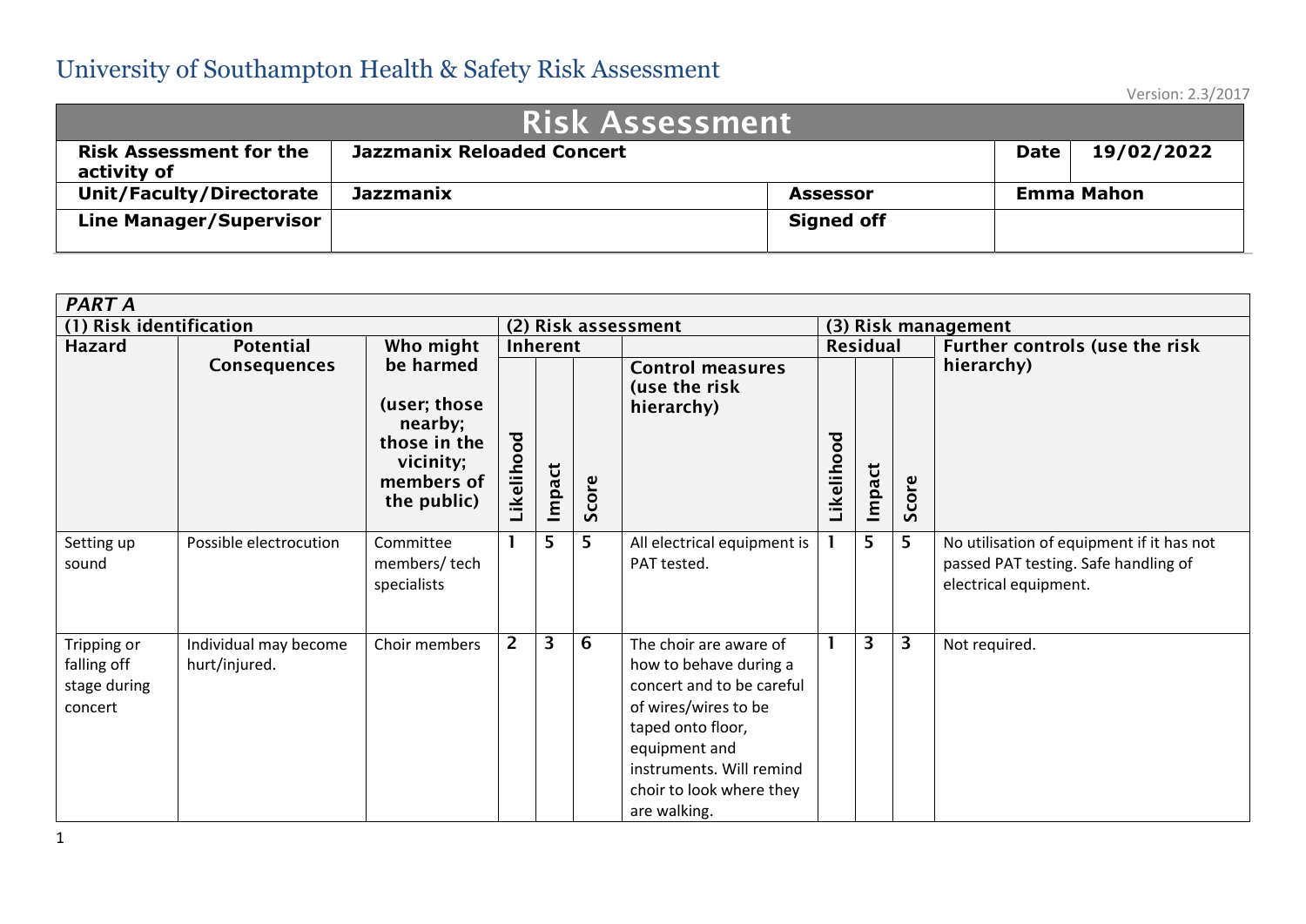# University of Southampton Health & Safety Risk Assessment

Version: 2.3/2017

| Risk Assessment | | | | |
|---|---|---|---|---|
| **Risk Assessment for the activity of** | **Jazzmanix Reloaded Concert** | | **Date** | **19/02/2022** |
| **Unit/Faculty/Directorate** | **Jazzmanix** | **Assessor** | **Emma Mahon** | |
| **Line Manager/Supervisor** | | **Signed off** | | |

***PART A***

| (1) Risk identification | | | (2) Risk assessment | | | | (3) Risk management | | | |
|---|---|---|---|---|---|---|---|---|---|---|
| **Hazard** | **Potential Consequences** | **Who might be harmed (user; those nearby; those in the vicinity; members of the public)** | **Inherent** | | | **Control measures (use the risk hierarchy)** | **Residual** | | | **Further controls (use the risk hierarchy)** |
| | | | **Likelihood** | **Impact** | **Score** | | **Likelihood** | **Impact** | **Score** | |
| Setting up sound | Possible electrocution | Committee members/ tech specialists | 1 | 5 | 5 | All electrical equipment is PAT tested. | 1 | 5 | 5 | No utilisation of equipment if it has not passed PAT testing. Safe handling of electrical equipment. |
| Tripping or falling off stage during concert | Individual may become hurt/injured. | Choir members | 2 | 3 | 6 | The choir are aware of how to behave during a concert and to be careful of wires/wires to be taped onto floor, equipment and instruments. Will remind choir to look where they are walking. | 1 | 3 | 3 | Not required. |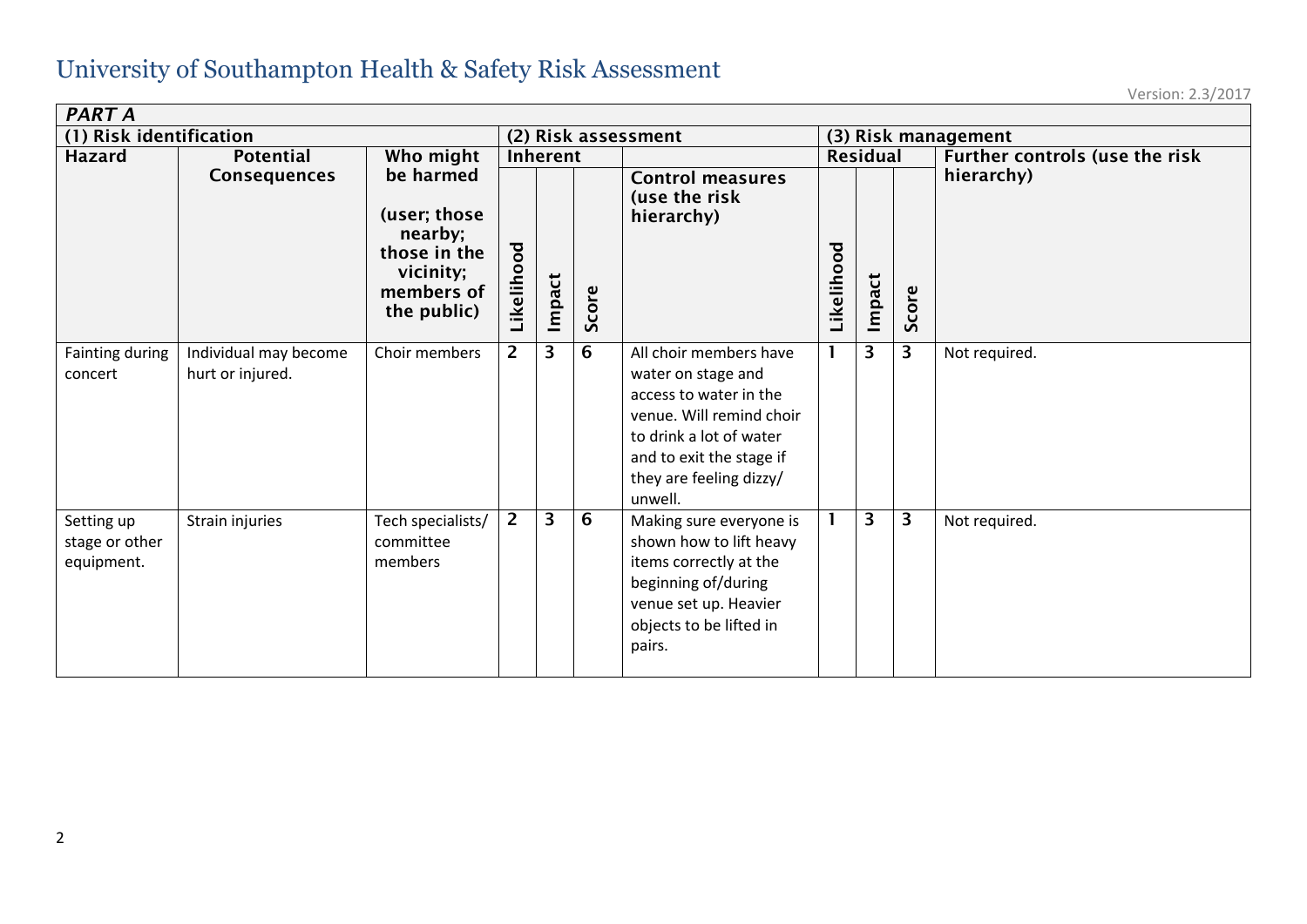# University of Southampton Health & Safety Risk Assessment

Version: 2.3/2017

| PART A | | | | | | | | | | |
|---|---|---|---|---|---|---|---|---|---|---|
| (1) Risk identification | | | (2) Risk assessment | | | | (3) Risk management | | | |
| Hazard | Potential Consequences | Who might be harmed (user; those nearby; those in the vicinity; members of the public) | Inherent | | | Control measures (use the risk hierarchy) | Residual | | | Further controls (use the risk hierarchy) |
| | | | Likelihood | Impact | Score | | Likelihood | Impact | Score | |
| Fainting during concert | Individual may become hurt or injured. | Choir members | 2 | 3 | 6 | All choir members have water on stage and access to water in the venue. Will remind choir to drink a lot of water and to exit the stage if they are feeling dizzy/ unwell. | 1 | 3 | 3 | Not required. |
| Setting up stage or other equipment. | Strain injuries | Tech specialists/ committee members | 2 | 3 | 6 | Making sure everyone is shown how to lift heavy items correctly at the beginning of/during venue set up. Heavier objects to be lifted in pairs. | 1 | 3 | 3 | Not required. |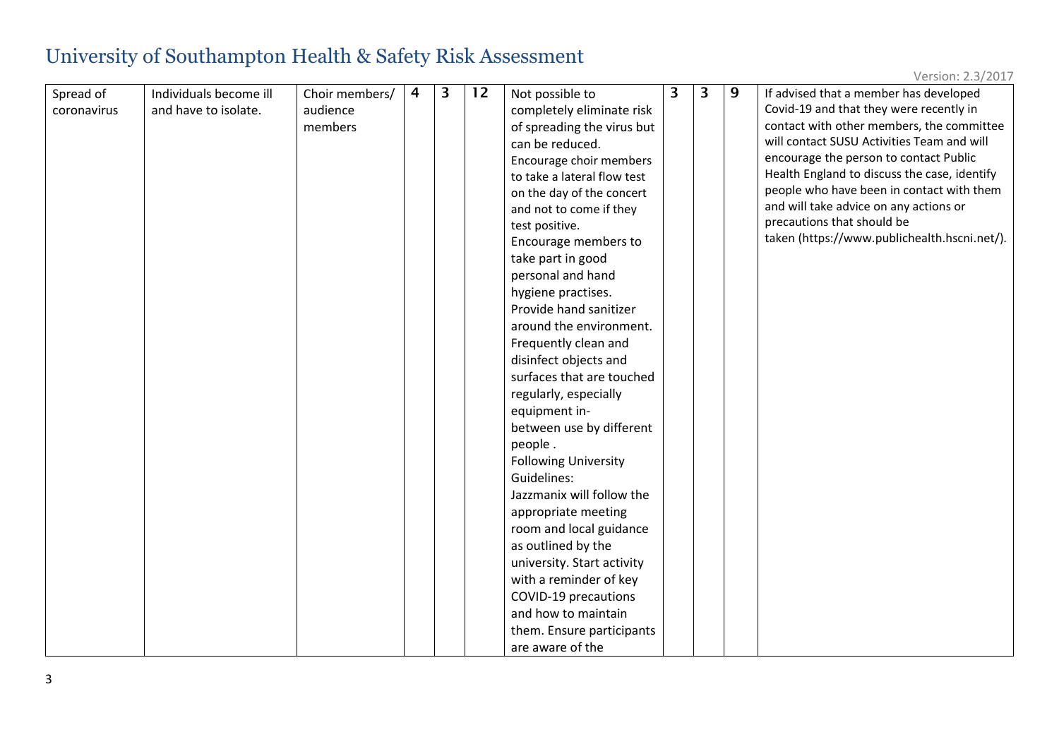# University of Southampton Health & Safety Risk Assessment

Version: 2.3/2017

| | | | | | | | | | | |
|---|---|---|---|---|---|---|---|---|---|---|
| Spread of coronavirus | Individuals become ill and have to isolate. | Choir members/ audience members | 4 | 3 | 12 | Not possible to completely eliminate risk of spreading the virus but can be reduced. Encourage choir members to take a lateral flow test on the day of the concert and not to come if they test positive. Encourage members to take part in good personal and hand hygiene practises. Provide hand sanitizer around the environment. Frequently clean and disinfect objects and surfaces that are touched regularly, especially equipment in-between use by different people . Following University Guidelines: Jazzmanix will follow the appropriate meeting room and local guidance as outlined by the university. Start activity with a reminder of key COVID-19 precautions and how to maintain them. Ensure participants are aware of the | 3 | 3 | 9 | If advised that a member has developed Covid-19 and that they were recently in contact with other members, the committee will contact SUSU Activities Team and will encourage the person to contact Public Health England to discuss the case, identify people who have been in contact with them and will take advice on any actions or precautions that should be taken (https://www.publichealth.hscni.net/). |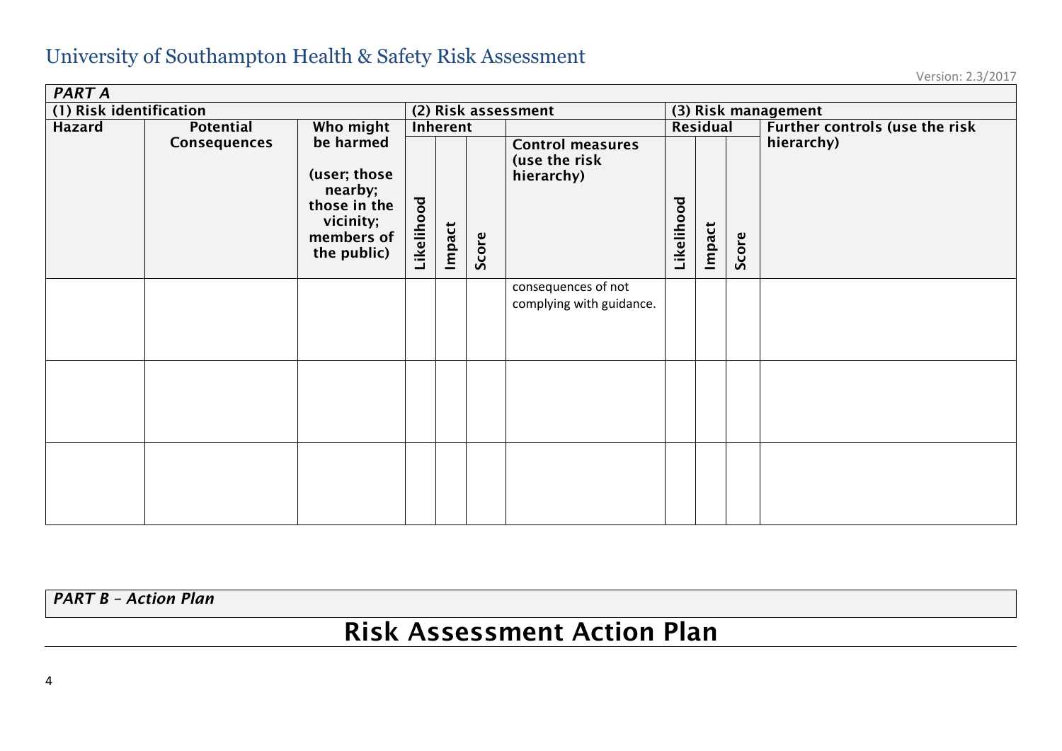# University of Southampton Health & Safety Risk Assessment

Version: 2.3/2017

| *PART A* | | | | | | | | | | |
|---|---|---|---|---|---|---|---|---|---|---|
| **(1) Risk identification** | | | **(2) Risk assessment** | | | | **(3) Risk management** | | | |
| **Hazard** | **Potential Consequences** | **Who might be harmed (user; those nearby; those in the vicinity; members of the public)** | **Inherent** | | | **Control measures (use the risk hierarchy)** | **Residual** | | | **Further controls (use the risk hierarchy)** |
| | | | **Likelihood** | **Impact** | **Score** | | **Likelihood** | **Impact** | **Score** | |
| | | | | | | consequences of not complying with guidance. | | | | |
| | | | | | | | | | | |
| | | | | | | | | | | |

*PART B – Action Plan*

# Risk Assessment Action Plan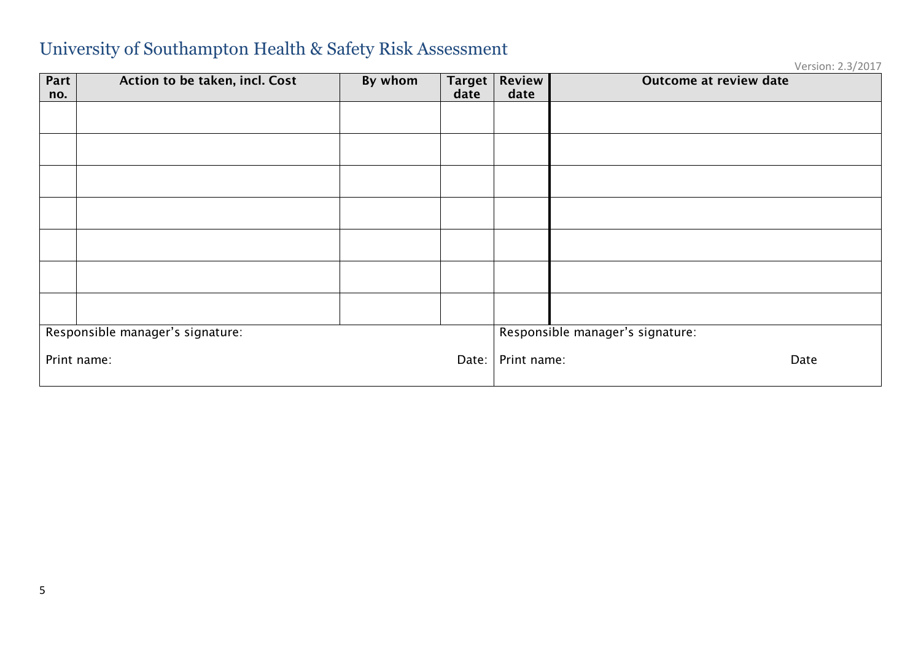# University of Southampton Health & Safety Risk Assessment

Version: 2.3/2017

| Part no. | Action to be taken, incl. Cost | By whom | Target date | Review date | Outcome at review date |
|---|---|---|---|---|---|
| | | | | | |
| | | | | | |
| | | | | | |
| | | | | | |
| | | | | | |
| | | | | | |
| | | | | | |

| | |
|---|---|
| Responsible manager's signature: | Responsible manager's signature: |
| Print name: Date: | Print name: Date |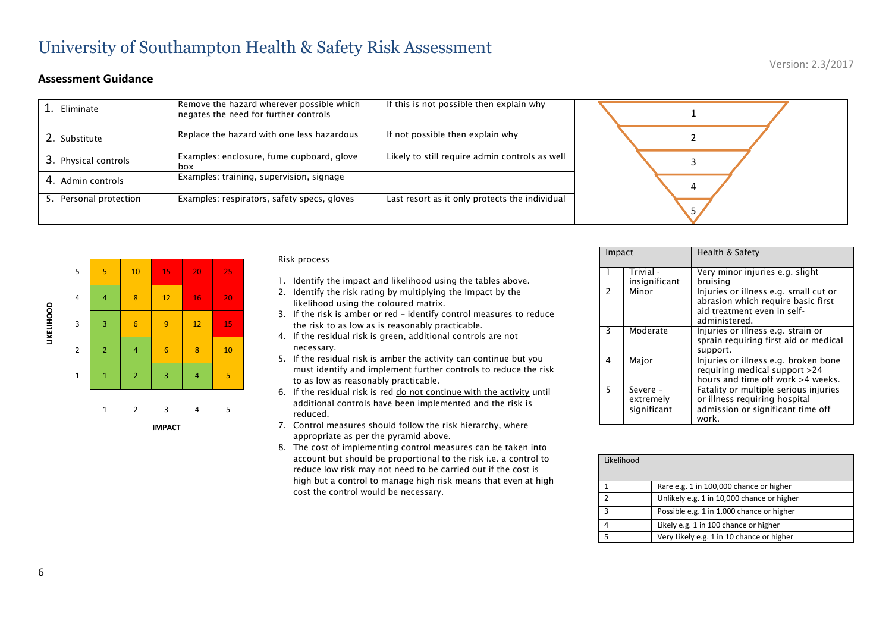# University of Southampton Health & Safety Risk Assessment

Version: 2.3/2017

## Assessment Guidance

| | | |
|---|---|---|
| 1. Eliminate | Remove the hazard wherever possible which negates the need for further controls | If this is not possible then explain why |
| 2. Substitute | Replace the hazard with one less hazardous | If not possible then explain why |
| 3. Physical controls | Examples: enclosure, fume cupboard, glove box | Likely to still require admin controls as well |
| 4. Admin controls | Examples: training, supervision, signage | |
| 5. Personal protection | Examples: respirators, safety specs, gloves | Last resort as it only protects the individual |

1
2
3
4
5

| LIKELIHOOD | | | | | |
|---|---|---|---|---|---|
| 5 | 5 | 10 | 15 | 20 | 25 |
| 4 | 4 | 8 | 12 | 16 | 20 |
| 3 | 3 | 6 | 9 | 12 | 15 |
| 2 | 2 | 4 | 6 | 8 | 10 |
| 1 | 1 | 2 | 3 | 4 | 5 |
| | 1 | 2 | 3 | 4 | 5 |
| | IMPACT | | | | |

Risk process

1. Identify the impact and likelihood using the tables above.
2. Identify the risk rating by multiplying the Impact by the likelihood using the coloured matrix.
3. If the risk is amber or red – identify control measures to reduce the risk to as low as is reasonably practicable.
4. If the residual risk is green, additional controls are not necessary.
5. If the residual risk is amber the activity can continue but you must identify and implement further controls to reduce the risk to as low as reasonably practicable.
6. If the residual risk is red do not continue with the activity until additional controls have been implemented and the risk is reduced.
7. Control measures should follow the risk hierarchy, where appropriate as per the pyramid above.
8. The cost of implementing control measures can be taken into account but should be proportional to the risk i.e. a control to reduce low risk may not need to be carried out if the cost is high but a control to manage high risk means that even at high cost the control would be necessary.

| Impact | | Health & Safety |
|---|---|---|
| 1 | Trivial - insignificant | Very minor injuries e.g. slight bruising |
| 2 | Minor | Injuries or illness e.g. small cut or abrasion which require basic first aid treatment even in self-administered. |
| 3 | Moderate | Injuries or illness e.g. strain or sprain requiring first aid or medical support. |
| 4 | Major | Injuries or illness e.g. broken bone requiring medical support >24 hours and time off work >4 weeks. |
| 5 | Severe – extremely significant | Fatality or multiple serious injuries or illness requiring hospital admission or significant time off work. |

| Likelihood | |
|---|---|
| 1 | Rare e.g. 1 in 100,000 chance or higher |
| 2 | Unlikely e.g. 1 in 10,000 chance or higher |
| 3 | Possible e.g. 1 in 1,000 chance or higher |
| 4 | Likely e.g. 1 in 100 chance or higher |
| 5 | Very Likely e.g. 1 in 10 chance or higher |